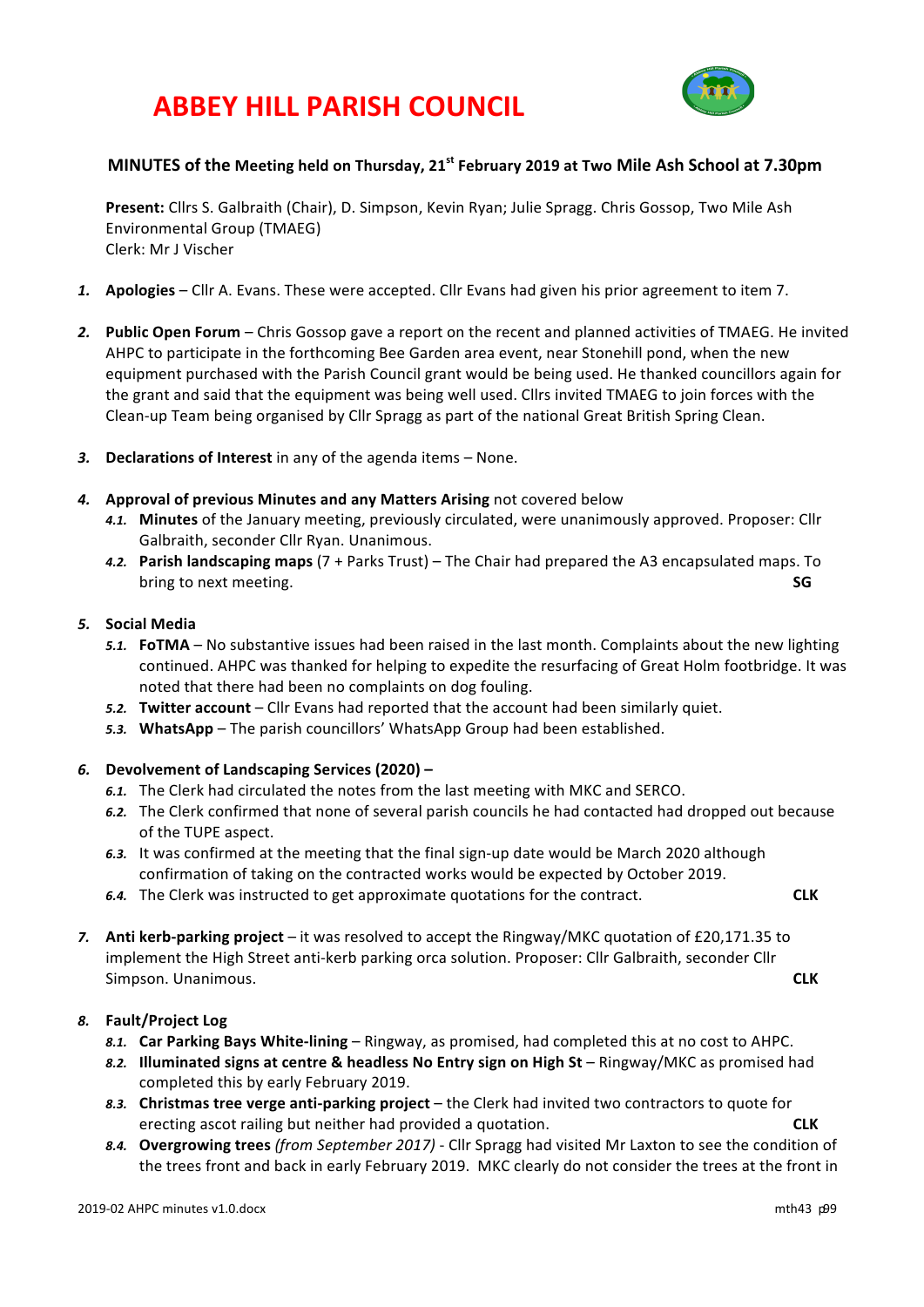# ABBEY HILL PARISH COUNCIL

### MINUTES of the Meeting held on Thursday, 21st February 2019 at Two Mile Ash School at 7.30pm

**Present:** Cllrs S. Galbraith (Chair), D. Simpson, Kevin Ryan; Julie Spragg. Chris Gossop, Two Mile Ash Environmental Group (TMAEG)
Clerk: Mr J Vischer

1. **Apologies** – Cllr A. Evans. These were accepted. Cllr Evans had given his prior agreement to item 7.

2. **Public Open Forum** – Chris Gossop gave a report on the recent and planned activities of TMAEG. He invited AHPC to participate in the forthcoming Bee Garden area event, near Stonehill pond, when the new equipment purchased with the Parish Council grant would be being used. He thanked councillors again for the grant and said that the equipment was being well used. Cllrs invited TMAEG to join forces with the Clean-up Team being organised by Cllr Spragg as part of the national Great British Spring Clean.

3. **Declarations of Interest** in any of the agenda items – None.

4. **Approval of previous Minutes and any Matters Arising** not covered below
   - 4.1. **Minutes** of the January meeting, previously circulated, were unanimously approved. Proposer: Cllr Galbraith, seconder Cllr Ryan. Unanimous.
   - 4.2. **Parish landscaping maps** (7 + Parks Trust) – The Chair had prepared the A3 encapsulated maps. To bring to next meeting. **SG**

5. **Social Media**
   - 5.1. **FoTMA** – No substantive issues had been raised in the last month. Complaints about the new lighting continued. AHPC was thanked for helping to expedite the resurfacing of Great Holm footbridge. It was noted that there had been no complaints on dog fouling.
   - 5.2. **Twitter account** – Cllr Evans had reported that the account had been similarly quiet.
   - 5.3. **WhatsApp** – The parish councillors' WhatsApp Group had been established.

6. **Devolvement of Landscaping Services (2020) –**
   - 6.1. The Clerk had circulated the notes from the last meeting with MKC and SERCO.
   - 6.2. The Clerk confirmed that none of several parish councils he had contacted had dropped out because of the TUPE aspect.
   - 6.3. It was confirmed at the meeting that the final sign-up date would be March 2020 although confirmation of taking on the contracted works would be expected by October 2019.
   - 6.4. The Clerk was instructed to get approximate quotations for the contract. **CLK**

7. **Anti kerb-parking project** – it was resolved to accept the Ringway/MKC quotation of £20,171.35 to implement the High Street anti-kerb parking orca solution. Proposer: Cllr Galbraith, seconder Cllr Simpson. Unanimous. **CLK**

8. **Fault/Project Log**
   - 8.1. **Car Parking Bays White-lining** – Ringway, as promised, had completed this at no cost to AHPC.
   - 8.2. **Illuminated signs at centre & headless No Entry sign on High St** – Ringway/MKC as promised had completed this by early February 2019.
   - 8.3. **Christmas tree verge anti-parking project** – the Clerk had invited two contractors to quote for erecting ascot railing but neither had provided a quotation. **CLK**
   - 8.4. **Overgrowing trees** *(from September 2017)* - Cllr Spragg had visited Mr Laxton to see the condition of the trees front and back in early February 2019. MKC clearly do not consider the trees at the front in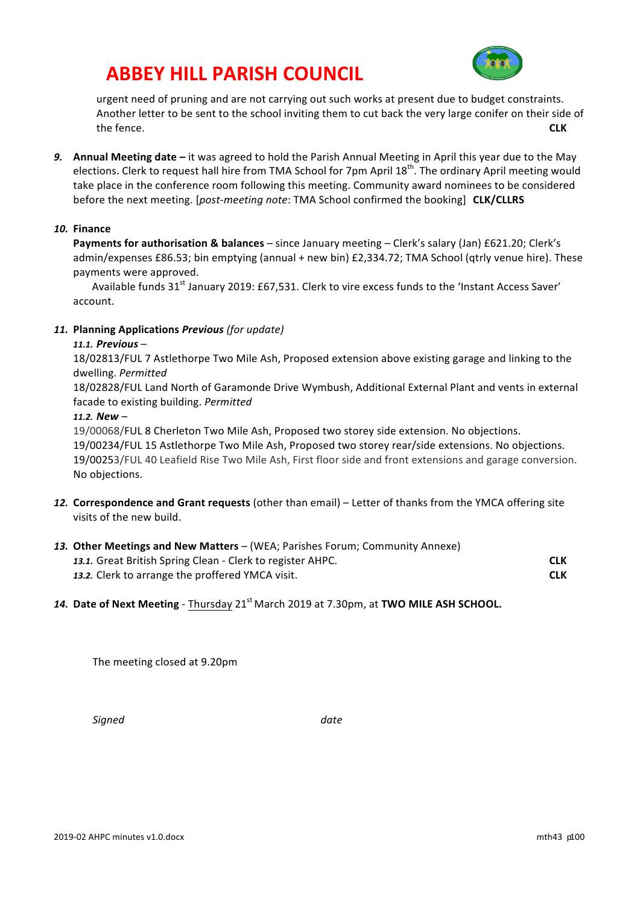# ABBEY HILL PARISH COUNCIL

urgent need of pruning and are not carrying out such works at present due to budget constraints. Another letter to be sent to the school inviting them to cut back the very large conifer on their side of the fence. **CLK**

9. **Annual Meeting date –** it was agreed to hold the Parish Annual Meeting in April this year due to the May elections. Clerk to request hall hire from TMA School for 7pm April 18th. The ordinary April meeting would take place in the conference room following this meeting. Community award nominees to be considered before the next meeting. [*post-meeting note*: TMA School confirmed the booking] **CLK/CLLRS**

10. **Finance**

    **Payments for authorisation & balances** – since January meeting – Clerk's salary (Jan) £621.20; Clerk's admin/expenses £86.53; bin emptying (annual + new bin) £2,334.72; TMA School (qtrly venue hire). These payments were approved.

    Available funds 31st January 2019: £67,531. Clerk to vire excess funds to the 'Instant Access Saver' account.

11. **Planning Applications** ***Previous*** *(for update)*

    *11.1.* ***Previous*** –

    18/02813/FUL 7 Astlethorpe Two Mile Ash, Proposed extension above existing garage and linking to the dwelling. *Permitted*

    18/02828/FUL Land North of Garamonde Drive Wymbush, Additional External Plant and vents in external facade to existing building. *Permitted*

    *11.2.* ***New*** –

    19/00068/FUL 8 Cherleton Two Mile Ash, Proposed two storey side extension. No objections.

    19/00234/FUL 15 Astlethorpe Two Mile Ash, Proposed two storey rear/side extensions. No objections.

    19/00253/FUL 40 Leafield Rise Two Mile Ash, First floor side and front extensions and garage conversion. No objections.

12. **Correspondence and Grant requests** (other than email) – Letter of thanks from the YMCA offering site visits of the new build.

13. **Other Meetings and New Matters** – (WEA; Parishes Forum; Community Annexe)

    *13.1.* Great British Spring Clean - Clerk to register AHPC. **CLK**

    *13.2.* Clerk to arrange the proffered YMCA visit. **CLK**

14. **Date of Next Meeting** - Thursday 21st March 2019 at 7.30pm, at **TWO MILE ASH SCHOOL.**

The meeting closed at 9.20pm

*Signed* *date*